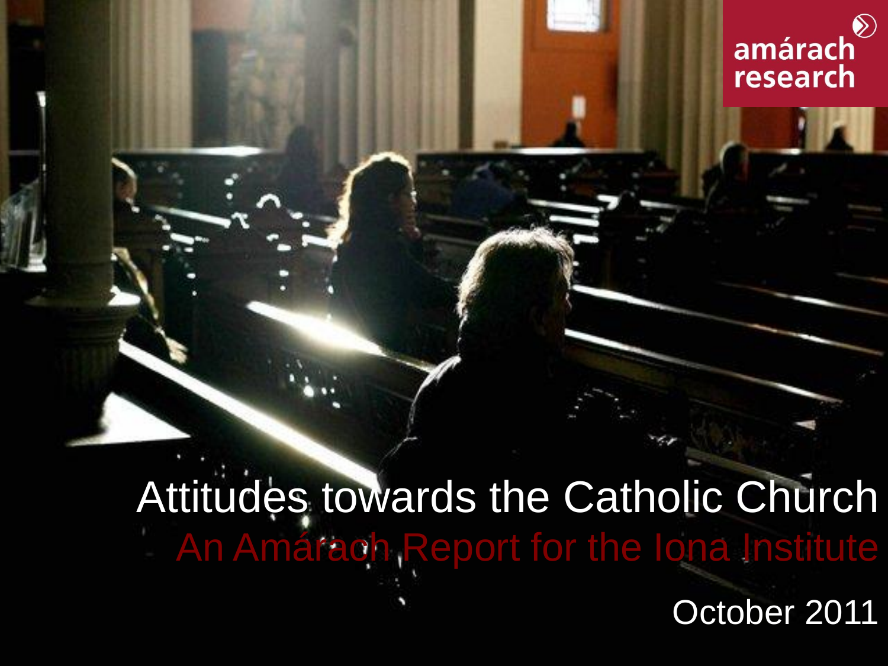amárach research

# Attitudes towards the Catholic Church

## An Amárach Report for the Iona Institute

October 2011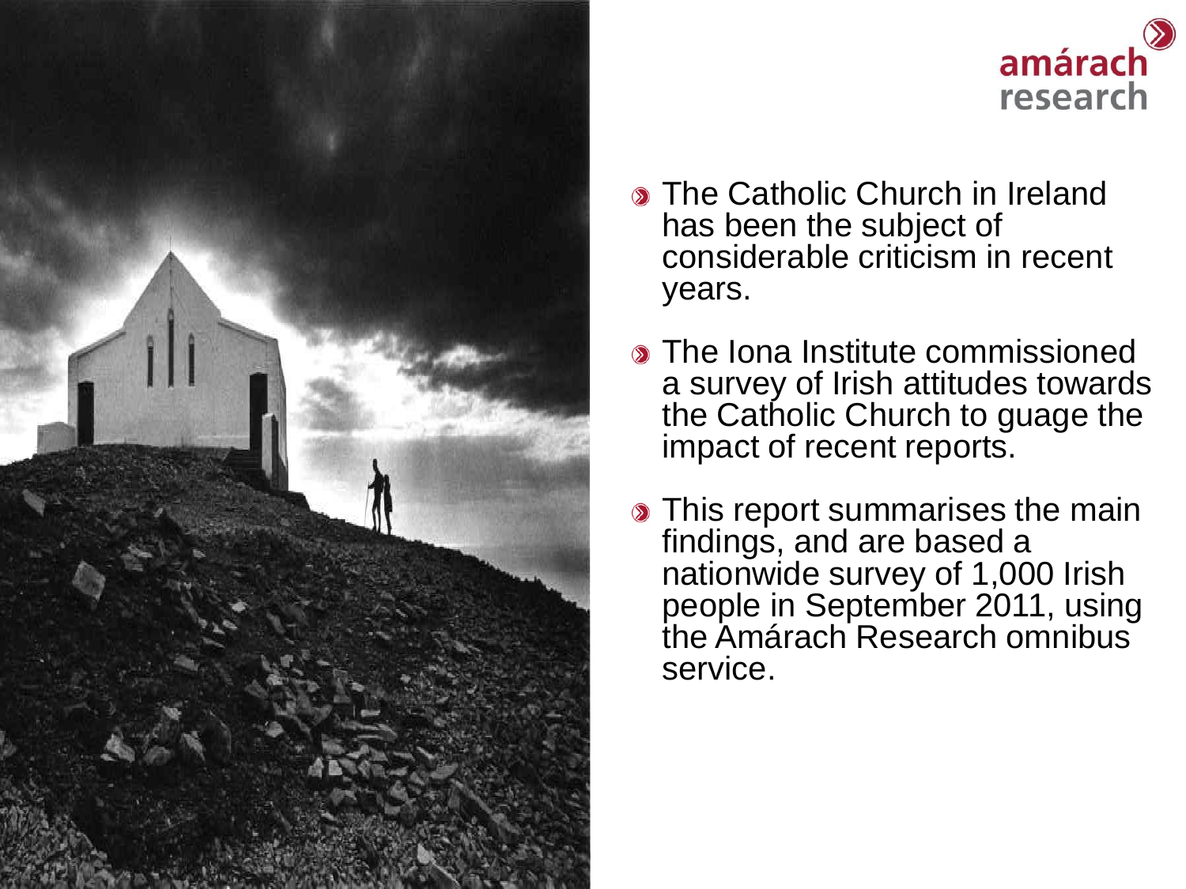- The Catholic Church in Ireland has been the subject of considerable criticism in recent years.
- The Iona Institute commissioned a survey of Irish attitudes towards the Catholic Church to guage the impact of recent reports.
- This report summarises the main findings, and are based a nationwide survey of 1,000 Irish people in September 2011, using the Amárach Research omnibus service.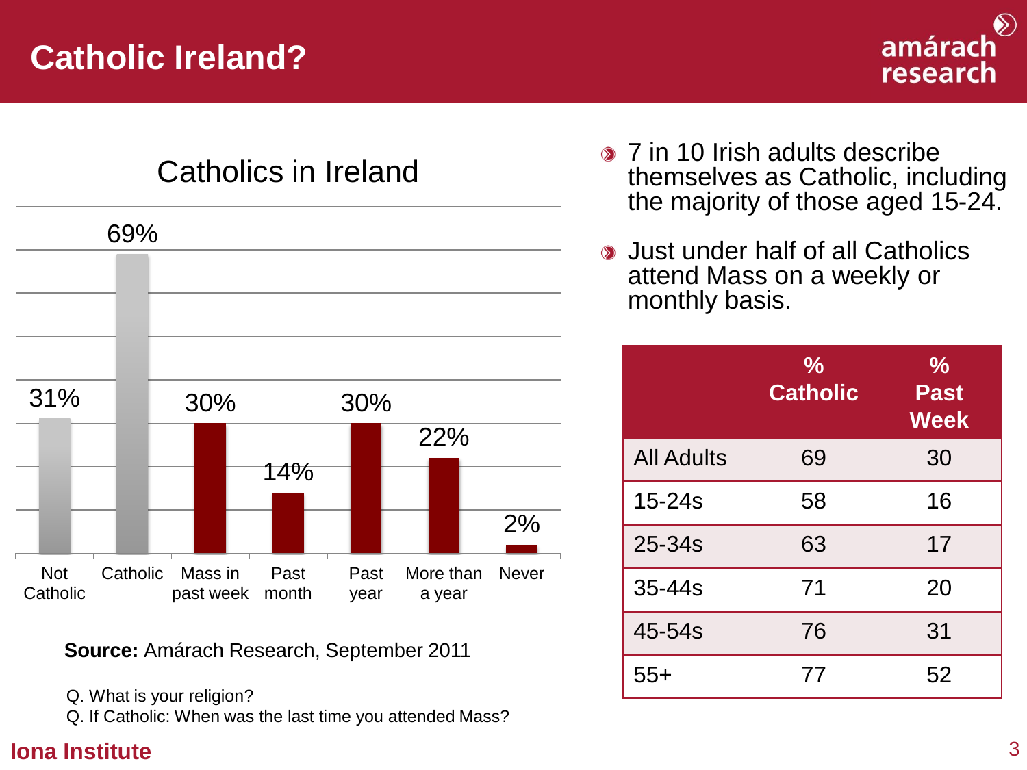# Catholic Ireland?

## Catholics in Ireland

| Not Catholic | Catholic | Mass in past week | Past month | Past year | More than a year | Never |
|---|---|---|---|---|---|---|
| 31% | 69% | 30% | 14% | 30% | 22% | 2% |

**Source:** Amárach Research, September 2011

Q. What is your religion?
Q. If Catholic: When was the last time you attended Mass?

- 7 in 10 Irish adults describe themselves as Catholic, including the majority of those aged 15-24.
- Just under half of all Catholics attend Mass on a weekly or monthly basis.

| | % Catholic | % Past Week |
|---|---|---|
| All Adults | 69 | 30 |
| 15-24s | 58 | 16 |
| 25-34s | 63 | 17 |
| 35-44s | 71 | 20 |
| 45-54s | 76 | 31 |
| 55+ | 77 | 52 |

Iona Institute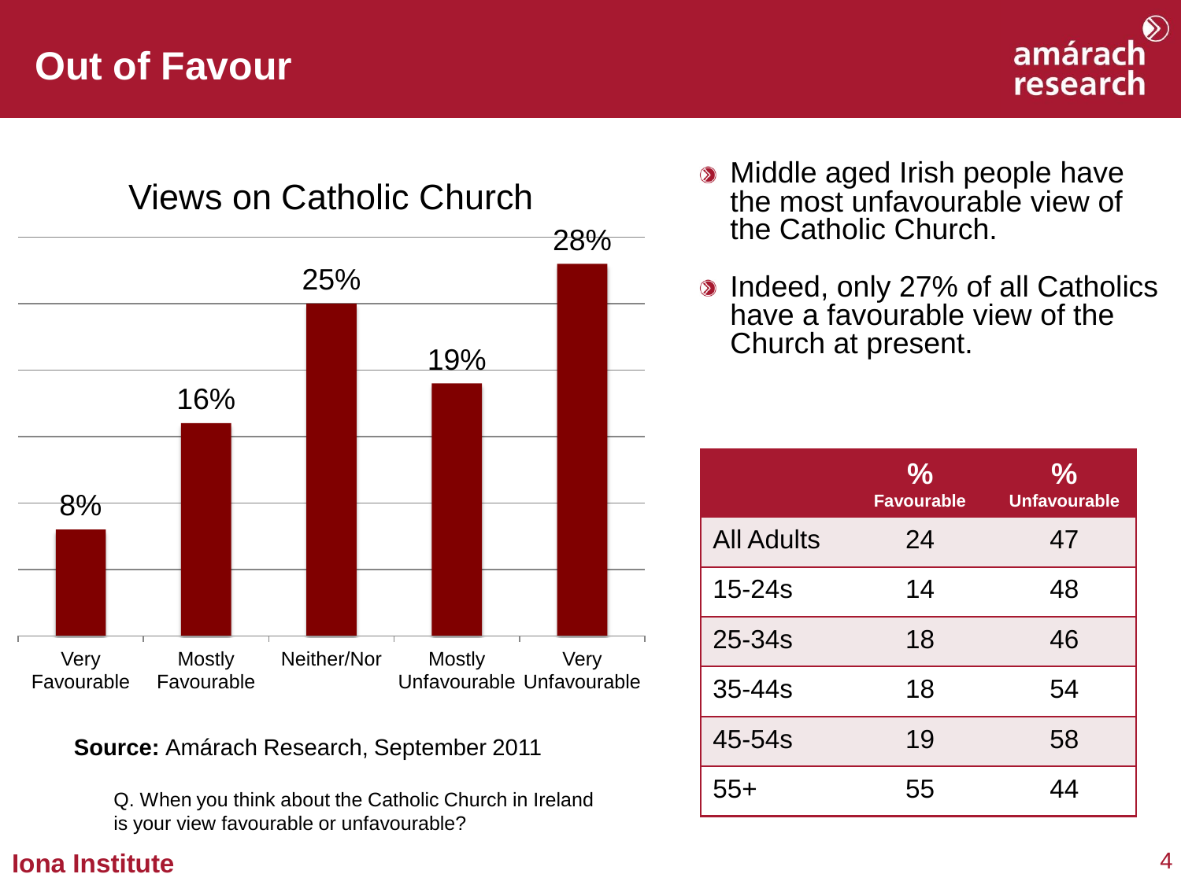# Out of Favour

amárach research

## Views on Catholic Church

| Very Favourable | Mostly Favourable | Neither/Nor | Mostly Unfavourable | Very Unfavourable |
|---|---|---|---|---|
| 8% | 16% | 25% | 19% | 28% |

**Source:** Amárach Research, September 2011

Q. When you think about the Catholic Church in Ireland is your view favourable or unfavourable?

- Middle aged Irish people have the most unfavourable view of the Catholic Church.
- Indeed, only 27% of all Catholics have a favourable view of the Church at present.

| | % Favourable | % Unfavourable |
|---|---|---|
| All Adults | 24 | 47 |
| 15-24s | 14 | 48 |
| 25-34s | 18 | 46 |
| 35-44s | 18 | 54 |
| 45-54s | 19 | 58 |
| 55+ | 55 | 44 |

Iona Institute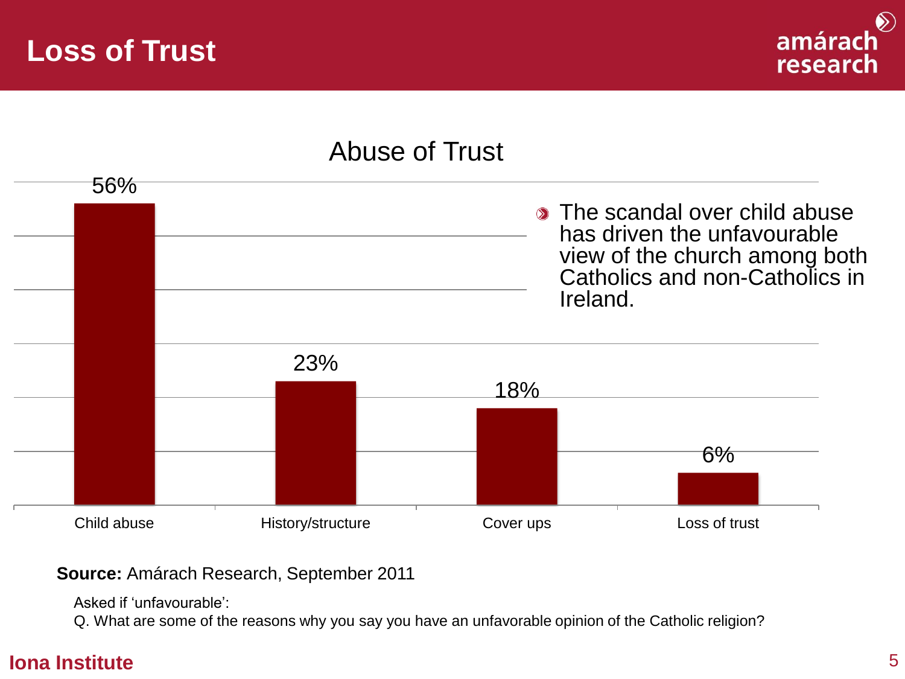# Loss of Trust

amárach research

## Abuse of Trust

| Reason | % |
|---|---|
| Child abuse | 56% |
| History/structure | 23% |
| Cover ups | 18% |
| Loss of trust | 6% |

- The scandal over child abuse has driven the unfavourable view of the church among both Catholics and non-Catholics in Ireland.

**Source:** Amárach Research, September 2011

Asked if 'unfavourable':
Q. What are some of the reasons why you say you have an unfavorable opinion of the Catholic religion?

**Iona Institute**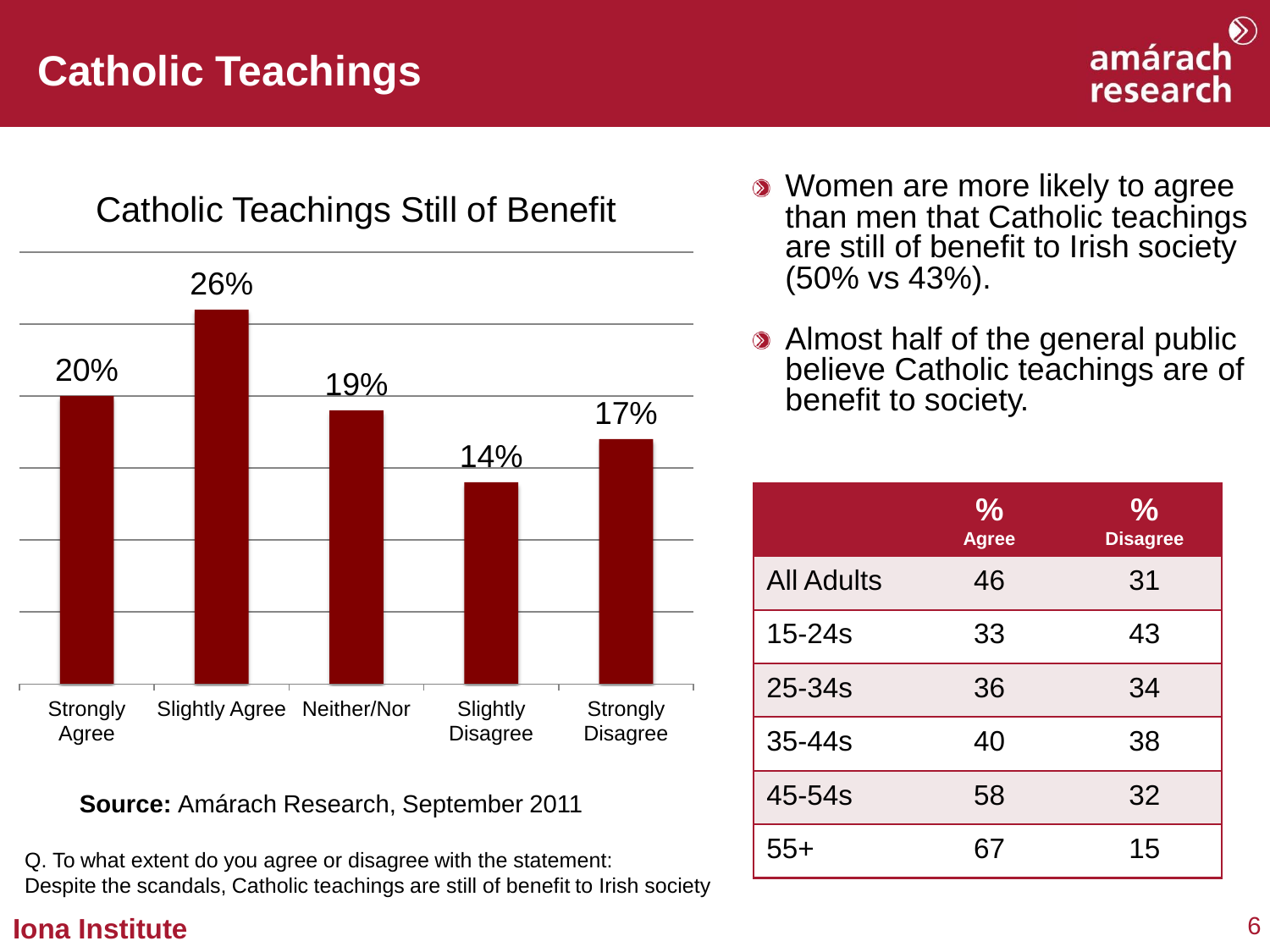# Catholic Teachings

amárach research

## Catholic Teachings Still of Benefit

| Response | % |
|---|---|
| Strongly Agree | 20% |
| Slightly Agree | 26% |
| Neither/Nor | 19% |
| Slightly Disagree | 14% |
| Strongly Disagree | 17% |

**Source:** Amárach Research, September 2011

Q. To what extent do you agree or disagree with the statement: Despite the scandals, Catholic teachings are still of benefit to Irish society

- Women are more likely to agree than men that Catholic teachings are still of benefit to Irish society (50% vs 43%).
- Almost half of the general public believe Catholic teachings are of benefit to society.

| | % Agree | % Disagree |
|---|---|---|
| All Adults | 46 | 31 |
| 15-24s | 33 | 43 |
| 25-34s | 36 | 34 |
| 35-44s | 40 | 38 |
| 45-54s | 58 | 32 |
| 55+ | 67 | 15 |

**Iona Institute**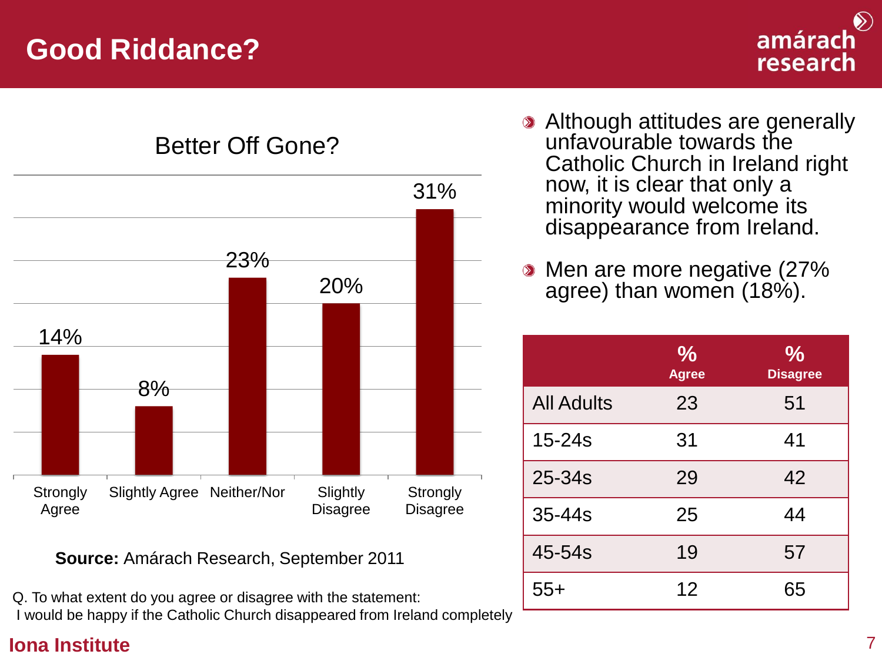# Good Riddance?

amárach research

## Better Off Gone?

| Strongly Agree | Slightly Agree | Neither/Nor | Slightly Disagree | Strongly Disagree |
|---|---|---|---|---|
| 14% | 8% | 23% | 20% | 31% |

**Source:** Amárach Research, September 2011

Q. To what extent do you agree or disagree with the statement:
I would be happy if the Catholic Church disappeared from Ireland completely

- Although attitudes are generally unfavourable towards the Catholic Church in Ireland right now, it is clear that only a minority would welcome its disappearance from Ireland.
- Men are more negative (27% agree) than women (18%).

| | % Agree | % Disagree |
|---|---|---|
| All Adults | 23 | 51 |
| 15-24s | 31 | 41 |
| 25-34s | 29 | 42 |
| 35-44s | 25 | 44 |
| 45-54s | 19 | 57 |
| 55+ | 12 | 65 |

**Iona Institute**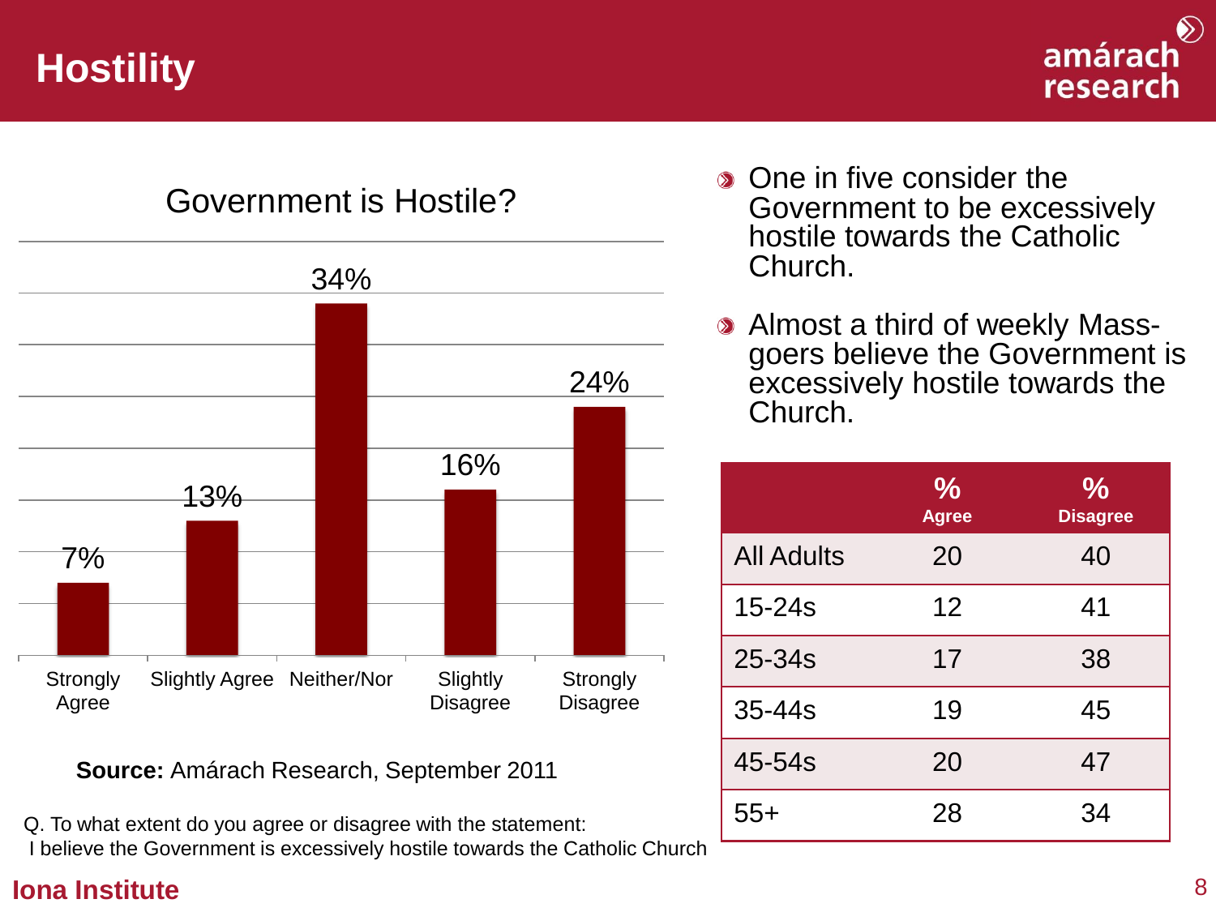# Hostility

## Government is Hostile?

| Response | % |
| --- | --- |
| Strongly Agree | 7% |
| Slightly Agree | 13% |
| Neither/Nor | 34% |
| Slightly Disagree | 16% |
| Strongly Disagree | 24% |

**Source:** Amárach Research, September 2011

Q. To what extent do you agree or disagree with the statement:
I believe the Government is excessively hostile towards the Catholic Church

- One in five consider the Government to be excessively hostile towards the Catholic Church.
- Almost a third of weekly Mass-goers believe the Government is excessively hostile towards the Church.

| | % Agree | % Disagree |
| --- | --- | --- |
| All Adults | 20 | 40 |
| 15-24s | 12 | 41 |
| 25-34s | 17 | 38 |
| 35-44s | 19 | 45 |
| 45-54s | 20 | 47 |
| 55+ | 28 | 34 |

**Iona Institute**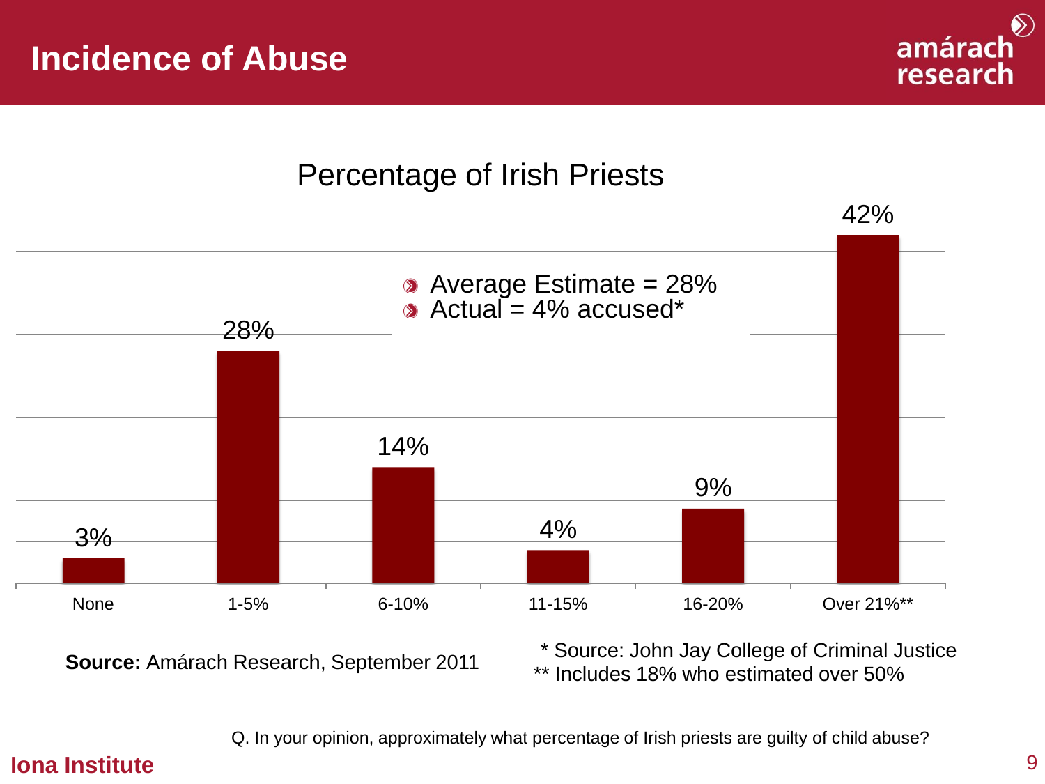# Incidence of Abuse

amárach research

## Percentage of Irish Priests

| None | 1-5% | 6-10% | 11-15% | 16-20% | Over 21%** |
|---|---|---|---|---|---|
| 3% | 28% | 14% | 4% | 9% | 42% |

- Average Estimate = 28%
- Actual = 4% accused*

**Source:** Amárach Research, September 2011

\* Source: John Jay College of Criminal Justice
** Includes 18% who estimated over 50%

Q. In your opinion, approximately what percentage of Irish priests are guilty of child abuse?

Iona Institute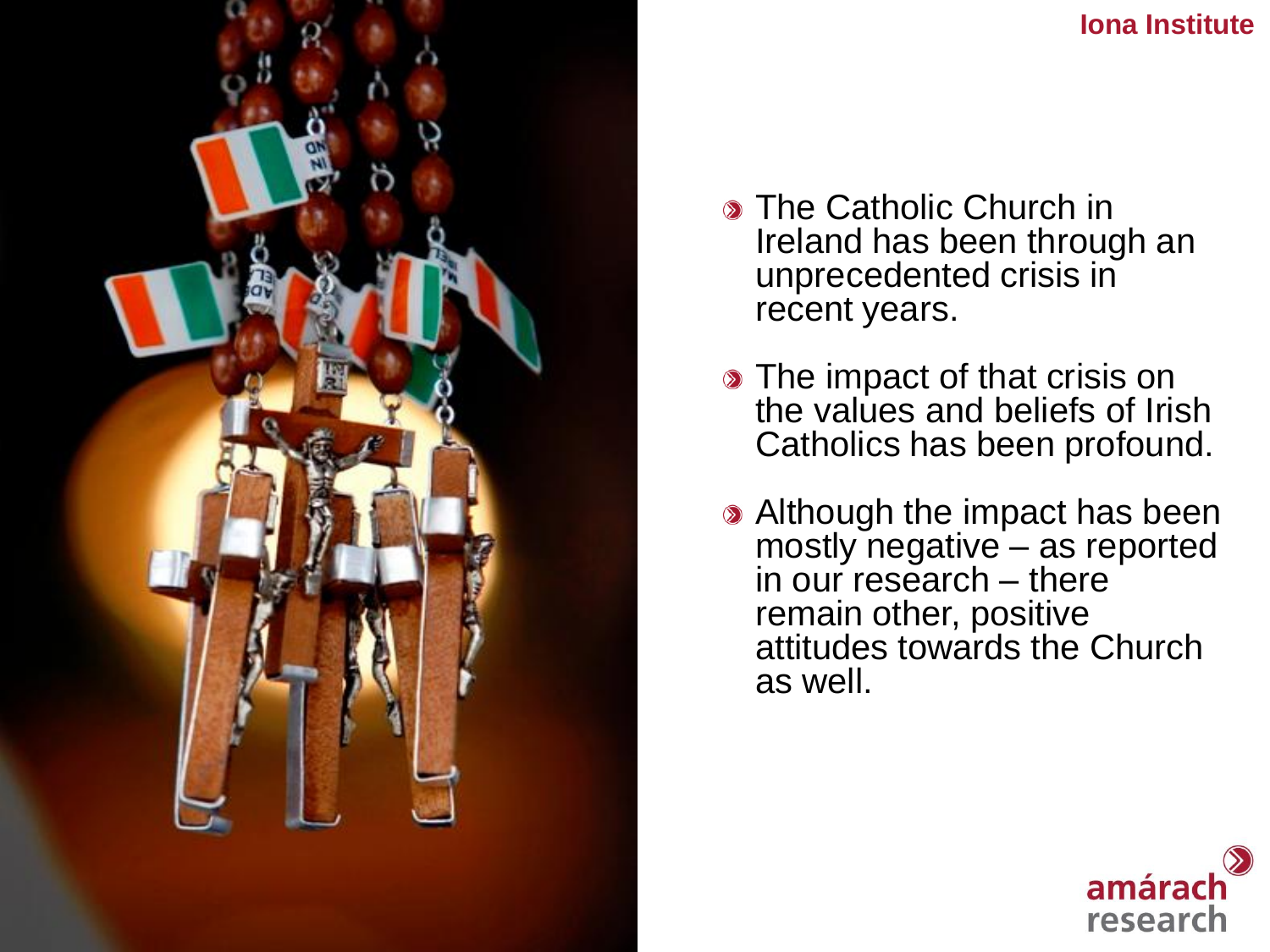- The Catholic Church in Ireland has been through an unprecedented crisis in recent years.
- The impact of that crisis on the values and beliefs of Irish Catholics has been profound.
- Although the impact has been mostly negative – as reported in our research – there remain other, positive attitudes towards the Church as well.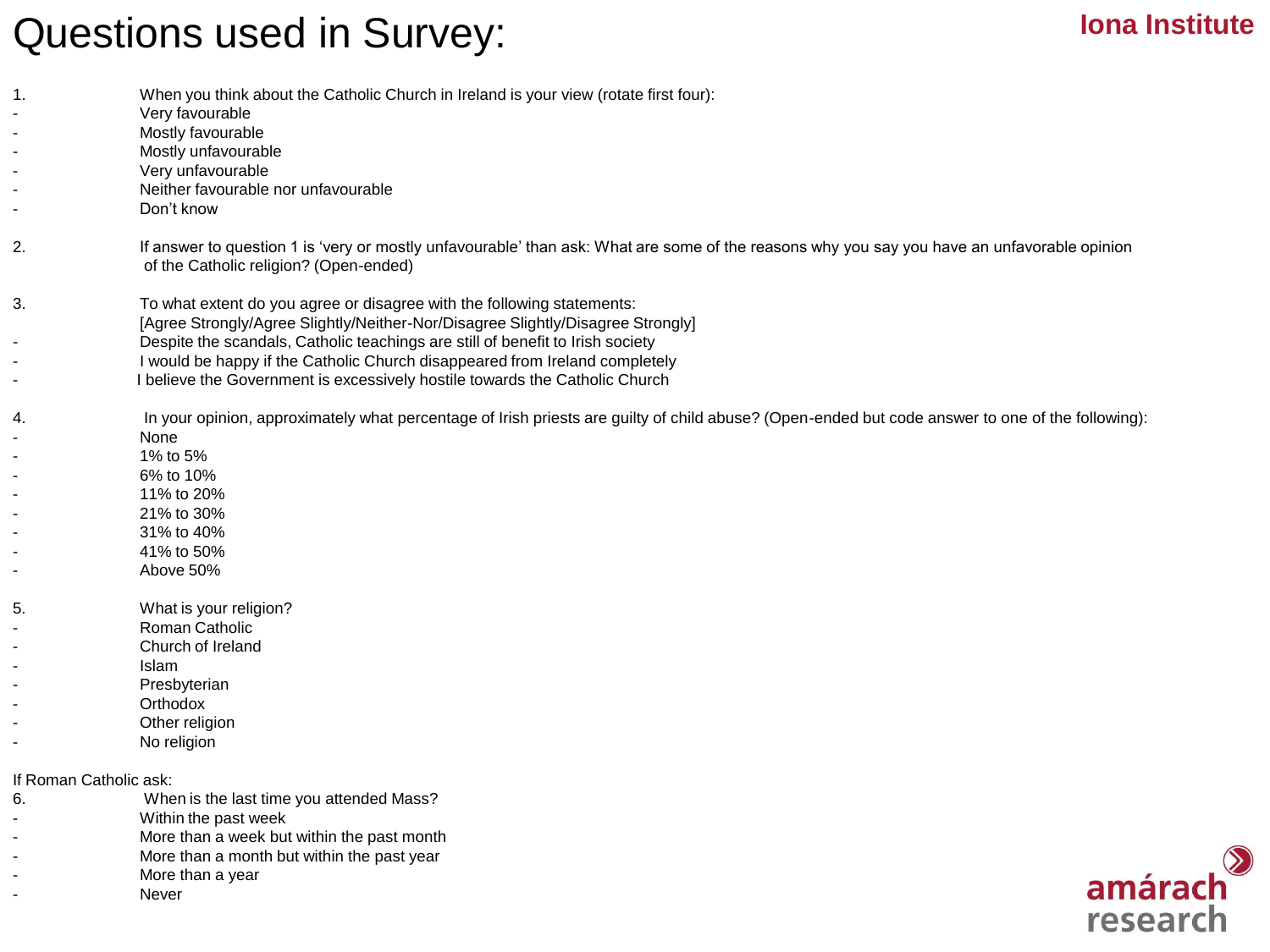# Questions used in Survey:

Iona Institute

1. When you think about the Catholic Church in Ireland is your view (rotate first four):
   - Very favourable
   - Mostly favourable
   - Mostly unfavourable
   - Very unfavourable
   - Neither favourable nor unfavourable
   - Don't know

2. If answer to question 1 is 'very or mostly unfavourable' than ask: What are some of the reasons why you say you have an unfavorable opinion of the Catholic religion? (Open-ended)

3. To what extent do you agree or disagree with the following statements:
   [Agree Strongly/Agree Slightly/Neither-Nor/Disagree Slightly/Disagree Strongly]
   - Despite the scandals, Catholic teachings are still of benefit to Irish society
   - I would be happy if the Catholic Church disappeared from Ireland completely
   - I believe the Government is excessively hostile towards the Catholic Church

4. In your opinion, approximately what percentage of Irish priests are guilty of child abuse? (Open-ended but code answer to one of the following):
   - None
   - 1% to 5%
   - 6% to 10%
   - 11% to 20%
   - 21% to 30%
   - 31% to 40%
   - 41% to 50%
   - Above 50%

5. What is your religion?
   - Roman Catholic
   - Church of Ireland
   - Islam
   - Presbyterian
   - Orthodox
   - Other religion
   - No religion

If Roman Catholic ask:

6. When is the last time you attended Mass?
   - Within the past week
   - More than a week but within the past month
   - More than a month but within the past year
   - More than a year
   - Never

amárach research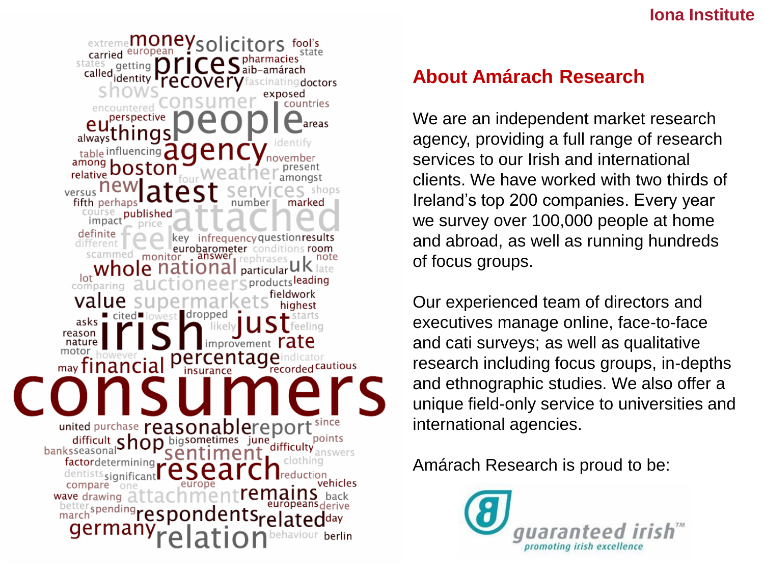## About Amárach Research

We are an independent market research agency, providing a full range of research services to our Irish and international clients. We have worked with two thirds of Ireland's top 200 companies. Every year we survey over 100,000 people at home and abroad, as well as running hundreds of focus groups.

Our experienced team of directors and executives manage online, face-to-face and cati surveys; as well as qualitative research including focus groups, in-depths and ethnographic studies. We also offer a unique field-only service to universities and international agencies.

Amárach Research is proud to be:

guaranteed irish™
promoting irish excellence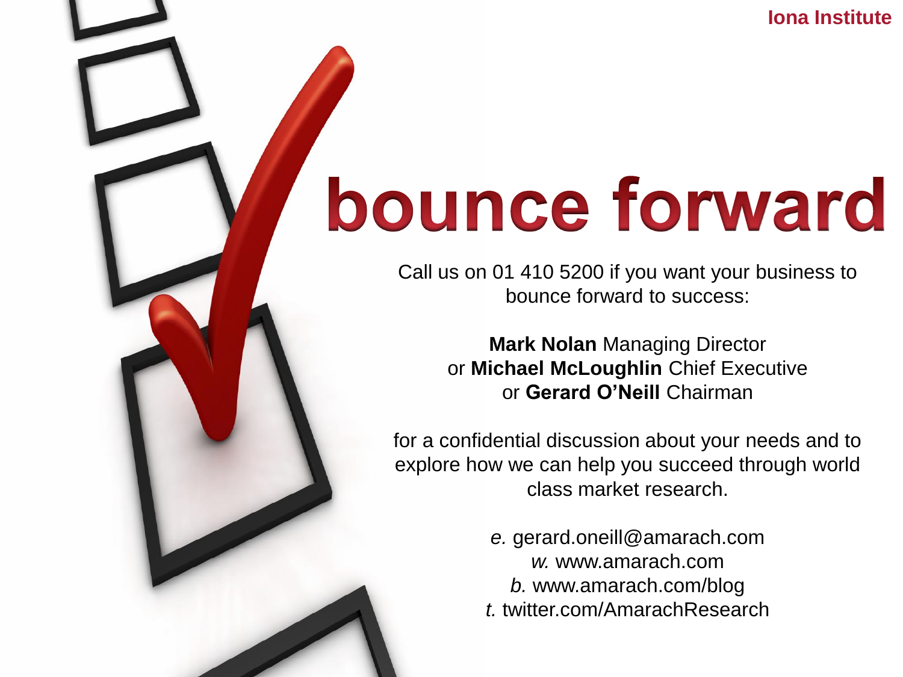# bounce forward

Call us on 01 410 5200 if you want your business to bounce forward to success:

**Mark Nolan** Managing Director
or **Michael McLoughlin** Chief Executive
or **Gerard O'Neill** Chairman

for a confidential discussion about your needs and to explore how we can help you succeed through world class market research.

*e.* gerard.oneill@amarach.com
*w.* www.amarach.com
*b.* www.amarach.com/blog
*t.* twitter.com/AmarachResearch